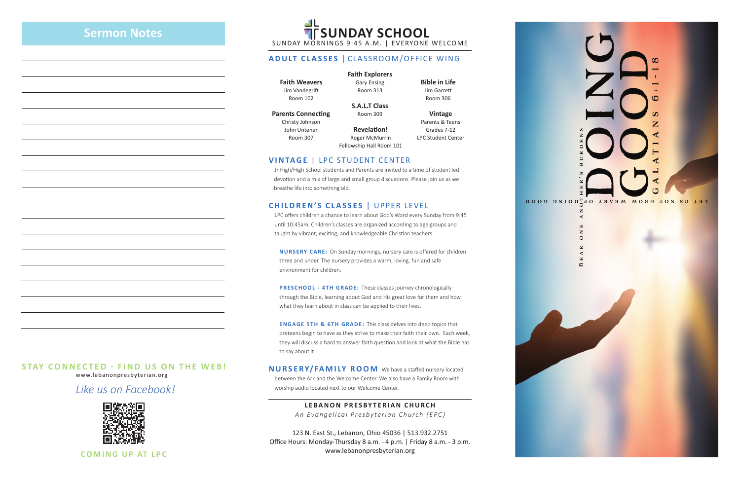## Sermon Notes

**STAY CONNECTED - FIND US ON THE WEB!**
www.lebanonpresbyterian.org

*Like us on Facebook!*

**COMING UP AT LPC**

# SUNDAY SCHOOL

SUNDAY MORNINGS 9:45 A.M. | EVERYONE WELCOME

## ADULT CLASSES | CLASSROOM/OFFICE WING

**Faith Weavers**
Jim Vandegrift
Room 102

**Faith Explorers**
Gary Ensing
Room 313

**Bible in Life**
Jim Garrett
Room 306

**S.A.L.T Class**
Room 309

**Parents Connecting**
Christy Johnson
John Untener
Room 307

**Revelation!**
Roger McMurrin
Fellowship Hall Room 101

**Vintage**
Parents & Teens
Grades 7-12
LPC Student Center

## VINTAGE | LPC STUDENT CENTER

Jr High/High School students and Parents are invited to a time of student led devotion and a mix of large and small group discussions. Please join us as we breathe life into something old.

## CHILDREN'S CLASSES | UPPER LEVEL

LPC offers children a chance to learn about God's Word every Sunday from 9:45 until 10:45am. Children's classes are organized according to age groups and taught by vibrant, exciting, and knowledgeable Christian teachers.

**NURSERY CARE:** On Sunday mornings, nursery care is offered for children three and under. The nursery provides a warm, loving, fun and safe environment for children.

**PRESCHOOL - 4TH GRADE:** These classes journey chronologically through the Bible, learning about God and His great love for them and how what they learn about in class can be applied to their lives.

**ENGAGE 5TH & 6TH GRADE:** This class delves into deep topics that preteens begin to have as they strive to make their faith their own. Each week, they will discuss a hard to answer faith question and look at what the Bible has to say about it.

## NURSERY/FAMILY ROOM

We have a staffed nursery located between the Ark and the Welcome Center. We also have a Family Room with worship audio located next to our Welcome Center.

**LEBANON PRESBYTERIAN CHURCH**
*An Evangelical Presbyterian Church (EPC)*

123 N. East St., Lebanon, Ohio 45036 | 513.932.2751
Office Hours: Monday-Thursday 8 a.m. - 4 p.m. | Friday 8 a.m. - 3 p.m.
www.lebanonpresbyterian.org

# DOING GOOD

GALATIANS 6:1-18

BEAR ONE ANOTHER'S BURDENS

LET US NOT GROW WEARY OF DOING GOOD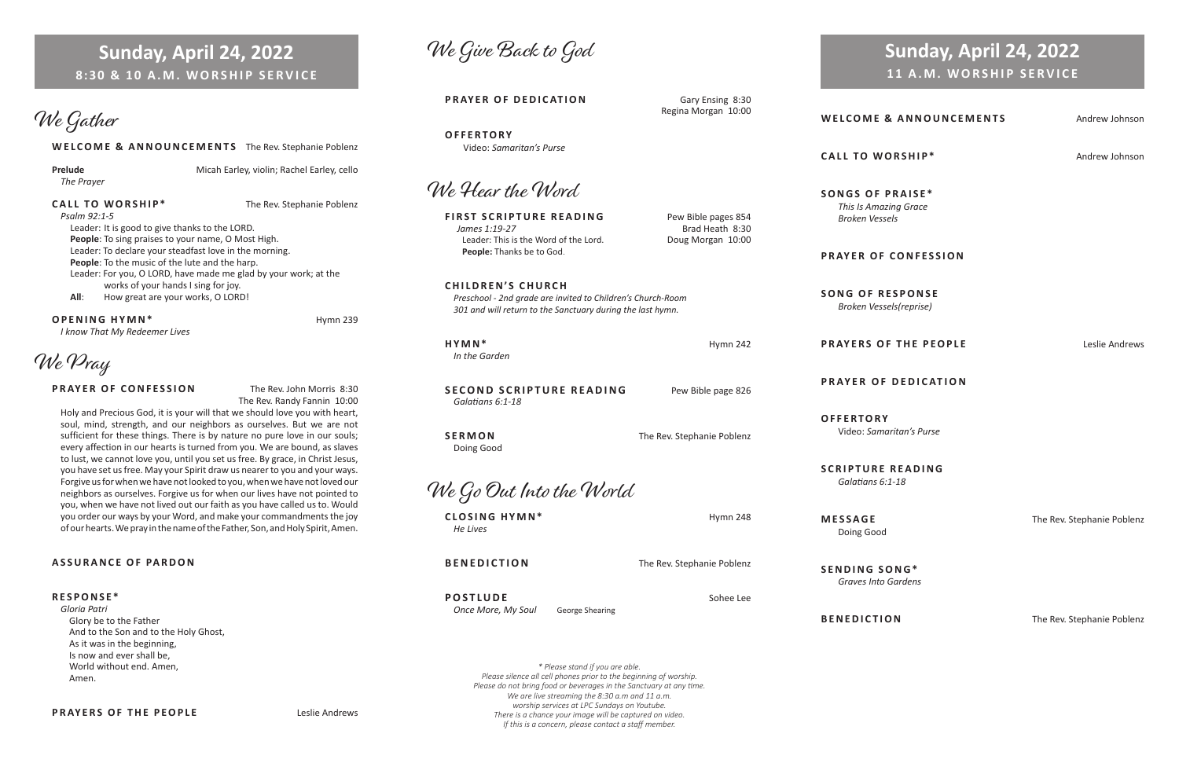# Sunday, April 24, 2022

## 8:30 & 10 A.M. WORSHIP SERVICE

## We Gather

**WELCOME & ANNOUNCEMENTS** The Rev. Stephanie Poblenz

**Prelude** Micah Earley, violin; Rachel Earley, cello
*The Prayer*

**CALL TO WORSHIP*** The Rev. Stephanie Poblenz
*Psalm 92:1-5*

Leader: It is good to give thanks to the LORD.
**People**: To sing praises to your name, O Most High.
Leader: To declare your steadfast love in the morning.
**People**: To the music of the lute and the harp.
Leader: For you, O LORD, have made me glad by your work; at the works of your hands I sing for joy.
**All**: How great are your works, O LORD!

**OPENING HYMN*** Hymn 239
*I know That My Redeemer Lives*

## We Pray

**PRAYER OF CONFESSION** The Rev. John Morris 8:30
The Rev. Randy Fannin 10:00

Holy and Precious God, it is your will that we should love you with heart, soul, mind, strength, and our neighbors as ourselves. But we are not sufficient for these things. There is by nature no pure love in our souls; every affection in our hearts is turned from you. We are bound, as slaves to lust, we cannot love you, until you set us free. By grace, in Christ Jesus, you have set us free. May your Spirit draw us nearer to you and your ways. Forgive us for when we have not looked to you, when we have not loved our neighbors as ourselves. Forgive us for when our lives have not pointed to you, when we have not lived out our faith as you have called us to. Would you order our ways by your Word, and make your commandments the joy of our hearts. We pray in the name of the Father, Son, and Holy Spirit, Amen.

**ASSURANCE OF PARDON**

**RESPONSE***
*Gloria Patri*
Glory be to the Father
And to the Son and to the Holy Ghost,
As it was in the beginning,
Is now and ever shall be,
World without end. Amen,
Amen.

**PRAYERS OF THE PEOPLE** Leslie Andrews

## We Give Back to God

**PRAYER OF DEDICATION** Gary Ensing 8:30
Regina Morgan 10:00

**OFFERTORY**
Video: *Samaritan's Purse*

## We Hear the Word

**FIRST SCRIPTURE READING** Pew Bible pages 854
*James 1:19-27* Brad Heath 8:30
Leader: This is the Word of the Lord. Doug Morgan 10:00
**People:** Thanks be to God.

**CHILDREN'S CHURCH**
*Preschool - 2nd grade are invited to Children's Church-Room 301 and will return to the Sanctuary during the last hymn.*

**HYMN*** Hymn 242
*In the Garden*

**SECOND SCRIPTURE READING** Pew Bible page 826
*Galatians 6:1-18*

**SERMON** The Rev. Stephanie Poblenz
Doing Good

## We Go Out Into the World

**CLOSING HYMN*** Hymn 248
*He Lives*

**BENEDICTION** The Rev. Stephanie Poblenz

**POSTLUDE** Sohee Lee
*Once More, My Soul* George Shearing

*\* Please stand if you are able.*
*Please silence all cell phones prior to the beginning of worship.*
*Please do not bring food or beverages in the Sanctuary at any time.*
*We are live streaming the 8:30 a.m and 11 a.m. worship services at LPC Sundays on Youtube.*
*There is a chance your image will be captured on video.*
*If this is a concern, please contact a staff member.*

# Sunday, April 24, 2022

## 11 A.M. WORSHIP SERVICE

**WELCOME & ANNOUNCEMENTS** Andrew Johnson

**CALL TO WORSHIP*** Andrew Johnson

**SONGS OF PRAISE***
*This Is Amazing Grace*
*Broken Vessels*

**PRAYER OF CONFESSION**

**SONG OF RESPONSE**
*Broken Vessels(reprise)*

**PRAYERS OF THE PEOPLE** Leslie Andrews

**PRAYER OF DEDICATION**

**OFFERTORY**
Video: *Samaritan's Purse*

**SCRIPTURE READING**
*Galatians 6:1-18*

**MESSAGE** The Rev. Stephanie Poblenz
Doing Good

**SENDING SONG***
*Graves Into Gardens*

**BENEDICTION** The Rev. Stephanie Poblenz